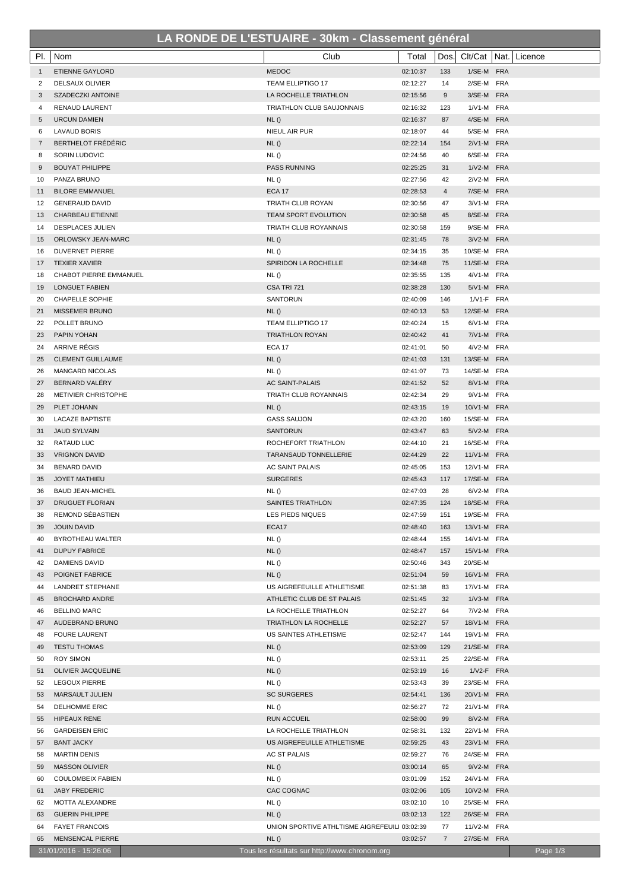# LA RONDE DE L'ESTUAIRE - 30km - Classement général

| Pl. | Nom | Club | Total | Dos. | Clt/Cat | Nat. | Licence |
|---|---|---|---|---|---|---|---|
| 1 | ETIENNE GAYLORD | MEDOC | 02:10:37 | 133 | 1/SE-M | FRA | |
| 2 | DELSAUX OLIVIER | TEAM ELLIPTIGO 17 | 02:12:27 | 14 | 2/SE-M | FRA | |
| 3 | SZADECZKI ANTOINE | LA ROCHELLE TRIATHLON | 02:15:56 | 9 | 3/SE-M | FRA | |
| 4 | RENAUD LAURENT | TRIATHLON CLUB SAUJONNAIS | 02:16:32 | 123 | 1/V1-M | FRA | |
| 5 | URCUN DAMIEN | NL () | 02:16:37 | 87 | 4/SE-M | FRA | |
| 6 | LAVAUD BORIS | NIEUL AIR PUR | 02:18:07 | 44 | 5/SE-M | FRA | |
| 7 | BERTHELOT FRÉDÉRIC | NL () | 02:22:14 | 154 | 2/V1-M | FRA | |
| 8 | SORIN LUDOVIC | NL () | 02:24:56 | 40 | 6/SE-M | FRA | |
| 9 | BOUYAT PHILIPPE | PASS RUNNING | 02:25:25 | 31 | 1/V2-M | FRA | |
| 10 | PANZA BRUNO | NL () | 02:27:56 | 42 | 2/V2-M | FRA | |
| 11 | BILORE EMMANUEL | ECA 17 | 02:28:53 | 4 | 7/SE-M | FRA | |
| 12 | GENERAUD DAVID | TRIATH CLUB ROYAN | 02:30:56 | 47 | 3/V1-M | FRA | |
| 13 | CHARBEAU ETIENNE | TEAM SPORT EVOLUTION | 02:30:58 | 45 | 8/SE-M | FRA | |
| 14 | DESPLACES JULIEN | TRIATH CLUB ROYANNAIS | 02:30:58 | 159 | 9/SE-M | FRA | |
| 15 | ORLOWSKY JEAN-MARC | NL () | 02:31:45 | 78 | 3/V2-M | FRA | |
| 16 | DUVERNET PIERRE | NL () | 02:34:15 | 35 | 10/SE-M | FRA | |
| 17 | TEXIER XAVIER | SPIRIDON LA ROCHELLE | 02:34:48 | 75 | 11/SE-M | FRA | |
| 18 | CHABOT PIERRE EMMANUEL | NL () | 02:35:55 | 135 | 4/V1-M | FRA | |
| 19 | LONGUET FABIEN | CSA TRI 721 | 02:38:28 | 130 | 5/V1-M | FRA | |
| 20 | CHAPELLE SOPHIE | SANTORUN | 02:40:09 | 146 | 1/V1-F | FRA | |
| 21 | MISSEMER BRUNO | NL () | 02:40:13 | 53 | 12/SE-M | FRA | |
| 22 | POLLET BRUNO | TEAM ELLIPTIGO 17 | 02:40:24 | 15 | 6/V1-M | FRA | |
| 23 | PAPIN YOHAN | TRIATHLON ROYAN | 02:40:42 | 41 | 7/V1-M | FRA | |
| 24 | ARRIVE RÉGIS | ECA 17 | 02:41:01 | 50 | 4/V2-M | FRA | |
| 25 | CLEMENT GUILLAUME | NL () | 02:41:03 | 131 | 13/SE-M | FRA | |
| 26 | MANGARD NICOLAS | NL () | 02:41:07 | 73 | 14/SE-M | FRA | |
| 27 | BERNARD VALÉRY | AC SAINT-PALAIS | 02:41:52 | 52 | 8/V1-M | FRA | |
| 28 | METIVIER CHRISTOPHE | TRIATH CLUB ROYANNAIS | 02:42:34 | 29 | 9/V1-M | FRA | |
| 29 | PLET JOHANN | NL () | 02:43:15 | 19 | 10/V1-M | FRA | |
| 30 | LACAZE BAPTISTE | GASS SAUJON | 02:43:20 | 160 | 15/SE-M | FRA | |
| 31 | JAUD SYLVAIN | SANTORUN | 02:43:47 | 63 | 5/V2-M | FRA | |
| 32 | RATAUD LUC | ROCHEFORT TRIATHLON | 02:44:10 | 21 | 16/SE-M | FRA | |
| 33 | VRIGNON DAVID | TARANSAUD TONNELLERIE | 02:44:29 | 22 | 11/V1-M | FRA | |
| 34 | BENARD DAVID | AC SAINT PALAIS | 02:45:05 | 153 | 12/V1-M | FRA | |
| 35 | JOYET MATHIEU | SURGERES | 02:45:43 | 117 | 17/SE-M | FRA | |
| 36 | BAUD JEAN-MICHEL | NL () | 02:47:03 | 28 | 6/V2-M | FRA | |
| 37 | DRUGUET FLORIAN | SAINTES TRIATHLON | 02:47:35 | 124 | 18/SE-M | FRA | |
| 38 | REMOND SÉBASTIEN | LES PIEDS NIQUES | 02:47:59 | 151 | 19/SE-M | FRA | |
| 39 | JOUIN DAVID | ECA17 | 02:48:40 | 163 | 13/V1-M | FRA | |
| 40 | BYROTHEAU WALTER | NL () | 02:48:44 | 155 | 14/V1-M | FRA | |
| 41 | DUPUY FABRICE | NL () | 02:48:47 | 157 | 15/V1-M | FRA | |
| 42 | DAMIENS DAVID | NL () | 02:50:46 | 343 | 20/SE-M | | |
| 43 | POIGNET FABRICE | NL () | 02:51:04 | 59 | 16/V1-M | FRA | |
| 44 | LANDRET STEPHANE | US AIGREFEUILLE ATHLETISME | 02:51:38 | 83 | 17/V1-M | FRA | |
| 45 | BROCHARD ANDRE | ATHLETIC CLUB DE ST PALAIS | 02:51:45 | 32 | 1/V3-M | FRA | |
| 46 | BELLINO MARC | LA ROCHELLE TRIATHLON | 02:52:27 | 64 | 7/V2-M | FRA | |
| 47 | AUDEBRAND BRUNO | TRIATHLON LA ROCHELLE | 02:52:27 | 57 | 18/V1-M | FRA | |
| 48 | FOURE LAURENT | US SAINTES ATHLETISME | 02:52:47 | 144 | 19/V1-M | FRA | |
| 49 | TESTU THOMAS | NL () | 02:53:09 | 129 | 21/SE-M | FRA | |
| 50 | ROY SIMON | NL () | 02:53:11 | 25 | 22/SE-M | FRA | |
| 51 | OLIVIER JACQUELINE | NL () | 02:53:19 | 16 | 1/V2-F | FRA | |
| 52 | LEGOUX PIERRE | NL () | 02:53:43 | 39 | 23/SE-M | FRA | |
| 53 | MARSAULT JULIEN | SC SURGERES | 02:54:41 | 136 | 20/V1-M | FRA | |
| 54 | DELHOMME ERIC | NL () | 02:56:27 | 72 | 21/V1-M | FRA | |
| 55 | HIPEAUX RENE | RUN ACCUEIL | 02:58:00 | 99 | 8/V2-M | FRA | |
| 56 | GARDEISEN ERIC | LA ROCHELLE TRIATHLON | 02:58:31 | 132 | 22/V1-M | FRA | |
| 57 | BANT JACKY | US AIGREFEUILLE ATHLETISME | 02:59:25 | 43 | 23/V1-M | FRA | |
| 58 | MARTIN DENIS | AC ST PALAIS | 02:59:27 | 76 | 24/SE-M | FRA | |
| 59 | MASSON OLIVIER | NL () | 03:00:14 | 65 | 9/V2-M | FRA | |
| 60 | COULOMBEIX FABIEN | NL () | 03:01:09 | 152 | 24/V1-M | FRA | |
| 61 | JABY FREDERIC | CAC COGNAC | 03:02:06 | 105 | 10/V2-M | FRA | |
| 62 | MOTTA ALEXANDRE | NL () | 03:02:10 | 10 | 25/SE-M | FRA | |
| 63 | GUERIN PHILIPPE | NL () | 03:02:13 | 122 | 26/SE-M | FRA | |
| 64 | FAYET FRANCOIS | UNION SPORTIVE ATHLTISME AIGREFEUILI | 03:02:39 | 77 | 11/V2-M | FRA | |
| 65 | MENSENCAL PIERRE | NL () | 03:02:57 | 7 | 27/SE-M | FRA | |

31/01/2016 - 15:26:06 — Tous les résultats sur http://www.chronom.org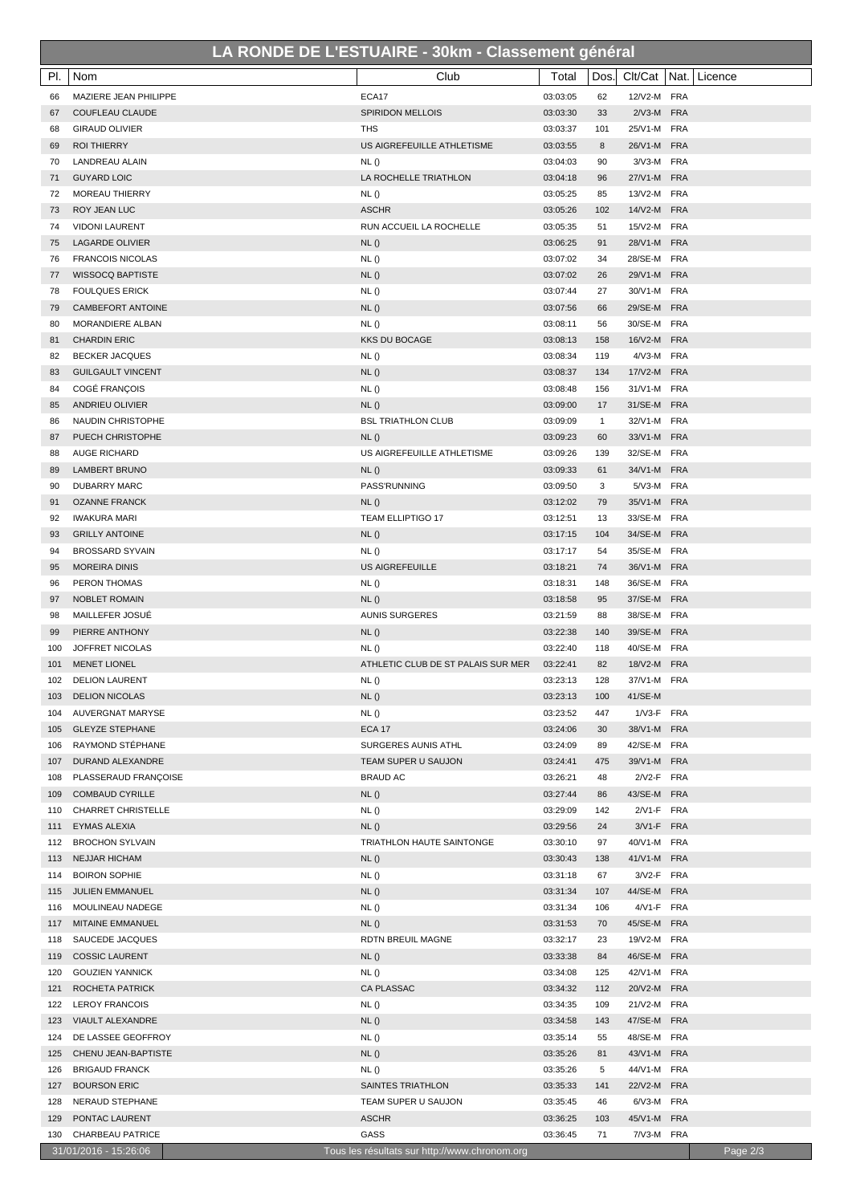# LA RONDE DE L'ESTUAIRE - 30km - Classement général

| Pl. | Nom | Club | Total | Dos. | Clt/Cat | Nat. | Licence |
|---|---|---|---|---|---|---|---|
| 66 | MAZIERE JEAN PHILIPPE | ECA17 | 03:03:05 | 62 | 12/V2-M | FRA | |
| 67 | COUFLEAU CLAUDE | SPIRIDON MELLOIS | 03:03:30 | 33 | 2/V3-M | FRA | |
| 68 | GIRAUD OLIVIER | THS | 03:03:37 | 101 | 25/V1-M | FRA | |
| 69 | ROI THIERRY | US AIGREFEUILLE ATHLETISME | 03:03:55 | 8 | 26/V1-M | FRA | |
| 70 | LANDREAU ALAIN | NL () | 03:04:03 | 90 | 3/V3-M | FRA | |
| 71 | GUYARD LOIC | LA ROCHELLE TRIATHLON | 03:04:18 | 96 | 27/V1-M | FRA | |
| 72 | MOREAU THIERRY | NL () | 03:05:25 | 85 | 13/V2-M | FRA | |
| 73 | ROY JEAN LUC | ASCHR | 03:05:26 | 102 | 14/V2-M | FRA | |
| 74 | VIDONI LAURENT | RUN ACCUEIL LA ROCHELLE | 03:05:35 | 51 | 15/V2-M | FRA | |
| 75 | LAGARDE OLIVIER | NL () | 03:06:25 | 91 | 28/V1-M | FRA | |
| 76 | FRANCOIS NICOLAS | NL () | 03:07:02 | 34 | 28/SE-M | FRA | |
| 77 | WISSOCQ BAPTISTE | NL () | 03:07:02 | 26 | 29/V1-M | FRA | |
| 78 | FOULQUES ERICK | NL () | 03:07:44 | 27 | 30/V1-M | FRA | |
| 79 | CAMBEFORT ANTOINE | NL () | 03:07:56 | 66 | 29/SE-M | FRA | |
| 80 | MORANDIERE ALBAN | NL () | 03:08:11 | 56 | 30/SE-M | FRA | |
| 81 | CHARDIN ERIC | KKS DU BOCAGE | 03:08:13 | 158 | 16/V2-M | FRA | |
| 82 | BECKER JACQUES | NL () | 03:08:34 | 119 | 4/V3-M | FRA | |
| 83 | GUILGAULT VINCENT | NL () | 03:08:37 | 134 | 17/V2-M | FRA | |
| 84 | COGÉ FRANÇOIS | NL () | 03:08:48 | 156 | 31/V1-M | FRA | |
| 85 | ANDRIEU OLIVIER | NL () | 03:09:00 | 17 | 31/SE-M | FRA | |
| 86 | NAUDIN CHRISTOPHE | BSL TRIATHLON CLUB | 03:09:09 | 1 | 32/V1-M | FRA | |
| 87 | PUECH CHRISTOPHE | NL () | 03:09:23 | 60 | 33/V1-M | FRA | |
| 88 | AUGE RICHARD | US AIGREFEUILLE ATHLETISME | 03:09:26 | 139 | 32/SE-M | FRA | |
| 89 | LAMBERT BRUNO | NL () | 03:09:33 | 61 | 34/V1-M | FRA | |
| 90 | DUBARRY MARC | PASS'RUNNING | 03:09:50 | 3 | 5/V3-M | FRA | |
| 91 | OZANNE FRANCK | NL () | 03:12:02 | 79 | 35/V1-M | FRA | |
| 92 | IWAKURA MARI | TEAM ELLIPTIGO 17 | 03:12:51 | 13 | 33/SE-M | FRA | |
| 93 | GRILLY ANTOINE | NL () | 03:17:15 | 104 | 34/SE-M | FRA | |
| 94 | BROSSARD SYVAIN | NL () | 03:17:17 | 54 | 35/SE-M | FRA | |
| 95 | MOREIRA DINIS | US AIGREFEUILLE | 03:18:21 | 74 | 36/V1-M | FRA | |
| 96 | PERON THOMAS | NL () | 03:18:31 | 148 | 36/SE-M | FRA | |
| 97 | NOBLET ROMAIN | NL () | 03:18:58 | 95 | 37/SE-M | FRA | |
| 98 | MAILLEFER JOSUÉ | AUNIS SURGERES | 03:21:59 | 88 | 38/SE-M | FRA | |
| 99 | PIERRE ANTHONY | NL () | 03:22:38 | 140 | 39/SE-M | FRA | |
| 100 | JOFFRET NICOLAS | NL () | 03:22:40 | 118 | 40/SE-M | FRA | |
| 101 | MENET LIONEL | ATHLETIC CLUB DE ST PALAIS SUR MER | 03:22:41 | 82 | 18/V2-M | FRA | |
| 102 | DELION LAURENT | NL () | 03:23:13 | 128 | 37/V1-M | FRA | |
| 103 | DELION NICOLAS | NL () | 03:23:13 | 100 | 41/SE-M | | |
| 104 | AUVERGNAT MARYSE | NL () | 03:23:52 | 447 | 1/V3-F | FRA | |
| 105 | GLEYZE STEPHANE | ECA 17 | 03:24:06 | 30 | 38/V1-M | FRA | |
| 106 | RAYMOND STÉPHANE | SURGERES AUNIS ATHL | 03:24:09 | 89 | 42/SE-M | FRA | |
| 107 | DURAND ALEXANDRE | TEAM SUPER U SAUJON | 03:24:41 | 475 | 39/V1-M | FRA | |
| 108 | PLASSERAUD FRANÇOISE | BRAUD AC | 03:26:21 | 48 | 2/V2-F | FRA | |
| 109 | COMBAUD CYRILLE | NL () | 03:27:44 | 86 | 43/SE-M | FRA | |
| 110 | CHARRET CHRISTELLE | NL () | 03:29:09 | 142 | 2/V1-F | FRA | |
| 111 | EYMAS ALEXIA | NL () | 03:29:56 | 24 | 3/V1-F | FRA | |
| 112 | BROCHON SYLVAIN | TRIATHLON HAUTE SAINTONGE | 03:30:10 | 97 | 40/V1-M | FRA | |
| 113 | NEJJAR HICHAM | NL () | 03:30:43 | 138 | 41/V1-M | FRA | |
| 114 | BOIRON SOPHIE | NL () | 03:31:18 | 67 | 3/V2-F | FRA | |
| 115 | JULIEN EMMANUEL | NL () | 03:31:34 | 107 | 44/SE-M | FRA | |
| 116 | MOULINEAU NADEGE | NL () | 03:31:34 | 106 | 4/V1-F | FRA | |
| 117 | MITAINE EMMANUEL | NL () | 03:31:53 | 70 | 45/SE-M | FRA | |
| 118 | SAUCEDE JACQUES | RDTN BREUIL MAGNE | 03:32:17 | 23 | 19/V2-M | FRA | |
| 119 | COSSIC LAURENT | NL () | 03:33:38 | 84 | 46/SE-M | FRA | |
| 120 | GOUZIEN YANNICK | NL () | 03:34:08 | 125 | 42/V1-M | FRA | |
| 121 | ROCHETA PATRICK | CA PLASSAC | 03:34:32 | 112 | 20/V2-M | FRA | |
| 122 | LEROY FRANCOIS | NL () | 03:34:35 | 109 | 21/V2-M | FRA | |
| 123 | VIAULT ALEXANDRE | NL () | 03:34:58 | 143 | 47/SE-M | FRA | |
| 124 | DE LASSEE GEOFFROY | NL () | 03:35:14 | 55 | 48/SE-M | FRA | |
| 125 | CHENU JEAN-BAPTISTE | NL () | 03:35:26 | 81 | 43/V1-M | FRA | |
| 126 | BRIGAUD FRANCK | NL () | 03:35:26 | 5 | 44/V1-M | FRA | |
| 127 | BOURSON ERIC | SAINTES TRIATHLON | 03:35:33 | 141 | 22/V2-M | FRA | |
| 128 | NERAUD STEPHANE | TEAM SUPER U SAUJON | 03:35:45 | 46 | 6/V3-M | FRA | |
| 129 | PONTAC LAURENT | ASCHR | 03:36:25 | 103 | 45/V1-M | FRA | |
| 130 | CHARBEAU PATRICE | GASS | 03:36:45 | 71 | 7/V3-M | FRA | |

31/01/2016 - 15:26:06 — Tous les résultats sur http://www.chronom.org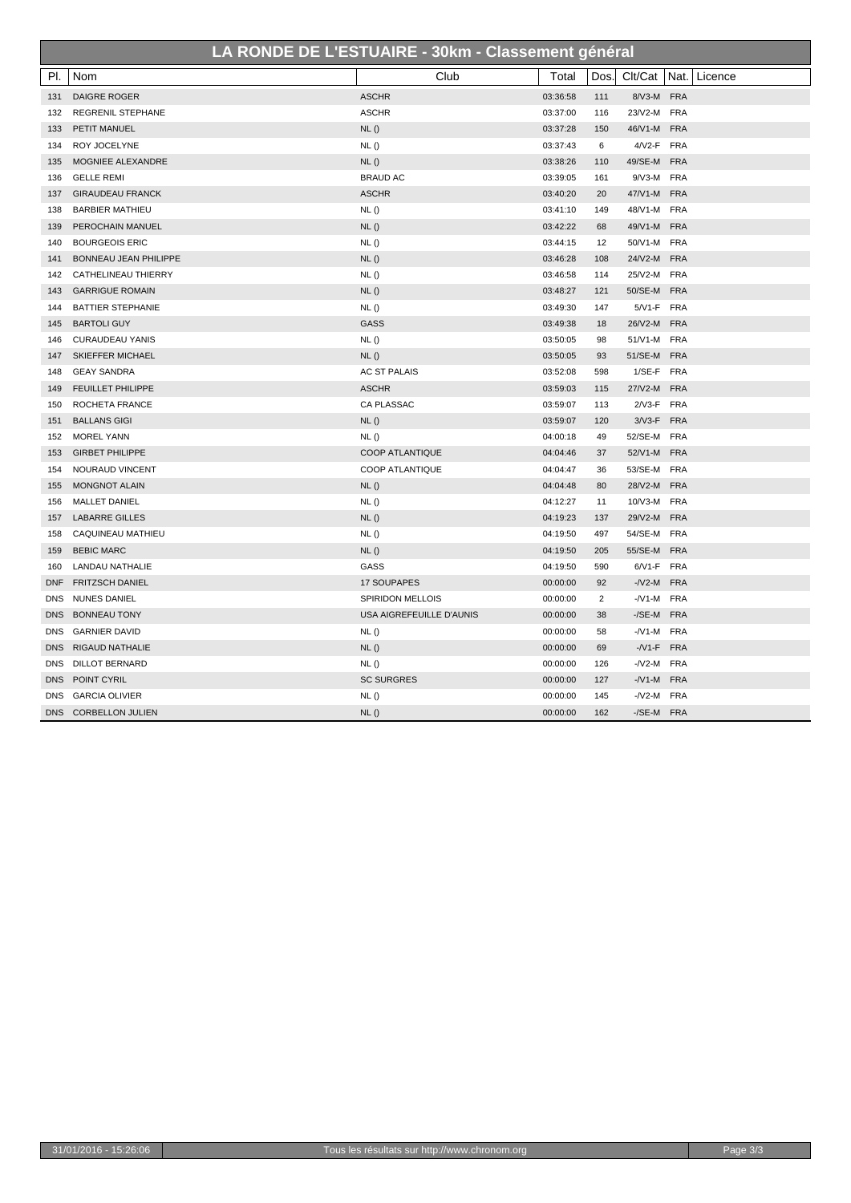## LA RONDE DE L'ESTUAIRE - 30km - Classement général

| Pl. | Nom | Club | Total | Dos. | Clt/Cat | Nat. | Licence |
|---|---|---|---|---|---|---|---|
| 131 | DAIGRE ROGER | ASCHR | 03:36:58 | 111 | 8/V3-M | FRA | |
| 132 | REGRENIL STEPHANE | ASCHR | 03:37:00 | 116 | 23/V2-M | FRA | |
| 133 | PETIT MANUEL | NL () | 03:37:28 | 150 | 46/V1-M | FRA | |
| 134 | ROY JOCELYNE | NL () | 03:37:43 | 6 | 4/V2-F | FRA | |
| 135 | MOGNIEE ALEXANDRE | NL () | 03:38:26 | 110 | 49/SE-M | FRA | |
| 136 | GELLE REMI | BRAUD AC | 03:39:05 | 161 | 9/V3-M | FRA | |
| 137 | GIRAUDEAU FRANCK | ASCHR | 03:40:20 | 20 | 47/V1-M | FRA | |
| 138 | BARBIER MATHIEU | NL () | 03:41:10 | 149 | 48/V1-M | FRA | |
| 139 | PEROCHAIN MANUEL | NL () | 03:42:22 | 68 | 49/V1-M | FRA | |
| 140 | BOURGEOIS ERIC | NL () | 03:44:15 | 12 | 50/V1-M | FRA | |
| 141 | BONNEAU JEAN PHILIPPE | NL () | 03:46:28 | 108 | 24/V2-M | FRA | |
| 142 | CATHELINEAU THIERRY | NL () | 03:46:58 | 114 | 25/V2-M | FRA | |
| 143 | GARRIGUE ROMAIN | NL () | 03:48:27 | 121 | 50/SE-M | FRA | |
| 144 | BATTIER STEPHANIE | NL () | 03:49:30 | 147 | 5/V1-F | FRA | |
| 145 | BARTOLI GUY | GASS | 03:49:38 | 18 | 26/V2-M | FRA | |
| 146 | CURAUDEAU YANIS | NL () | 03:50:05 | 98 | 51/V1-M | FRA | |
| 147 | SKIEFFER MICHAEL | NL () | 03:50:05 | 93 | 51/SE-M | FRA | |
| 148 | GEAY SANDRA | AC ST PALAIS | 03:52:08 | 598 | 1/SE-F | FRA | |
| 149 | FEUILLET PHILIPPE | ASCHR | 03:59:03 | 115 | 27/V2-M | FRA | |
| 150 | ROCHETA FRANCE | CA PLASSAC | 03:59:07 | 113 | 2/V3-F | FRA | |
| 151 | BALLANS GIGI | NL () | 03:59:07 | 120 | 3/V3-F | FRA | |
| 152 | MOREL YANN | NL () | 04:00:18 | 49 | 52/SE-M | FRA | |
| 153 | GIRBET PHILIPPE | COOP ATLANTIQUE | 04:04:46 | 37 | 52/V1-M | FRA | |
| 154 | NOURAUD VINCENT | COOP ATLANTIQUE | 04:04:47 | 36 | 53/SE-M | FRA | |
| 155 | MONGNOT ALAIN | NL () | 04:04:48 | 80 | 28/V2-M | FRA | |
| 156 | MALLET DANIEL | NL () | 04:12:27 | 11 | 10/V3-M | FRA | |
| 157 | LABARRE GILLES | NL () | 04:19:23 | 137 | 29/V2-M | FRA | |
| 158 | CAQUINEAU MATHIEU | NL () | 04:19:50 | 497 | 54/SE-M | FRA | |
| 159 | BEBIC MARC | NL () | 04:19:50 | 205 | 55/SE-M | FRA | |
| 160 | LANDAU NATHALIE | GASS | 04:19:50 | 590 | 6/V1-F | FRA | |
| DNF | FRITZSCH DANIEL | 17 SOUPAPES | 00:00:00 | 92 | -/V2-M | FRA | |
| DNS | NUNES DANIEL | SPIRIDON MELLOIS | 00:00:00 | 2 | -/V1-M | FRA | |
| DNS | BONNEAU TONY | USA AIGREFEUILLE D'AUNIS | 00:00:00 | 38 | -/SE-M | FRA | |
| DNS | GARNIER DAVID | NL () | 00:00:00 | 58 | -/V1-M | FRA | |
| DNS | RIGAUD NATHALIE | NL () | 00:00:00 | 69 | -/V1-F | FRA | |
| DNS | DILLOT BERNARD | NL () | 00:00:00 | 126 | -/V2-M | FRA | |
| DNS | POINT CYRIL | SC SURGRES | 00:00:00 | 127 | -/V1-M | FRA | |
| DNS | GARCIA OLIVIER | NL () | 00:00:00 | 145 | -/V2-M | FRA | |
| DNS | CORBELLON JULIEN | NL () | 00:00:00 | 162 | -/SE-M | FRA | |

31/01/2016 - 15:26:06 — Tous les résultats sur http://www.chronom.org